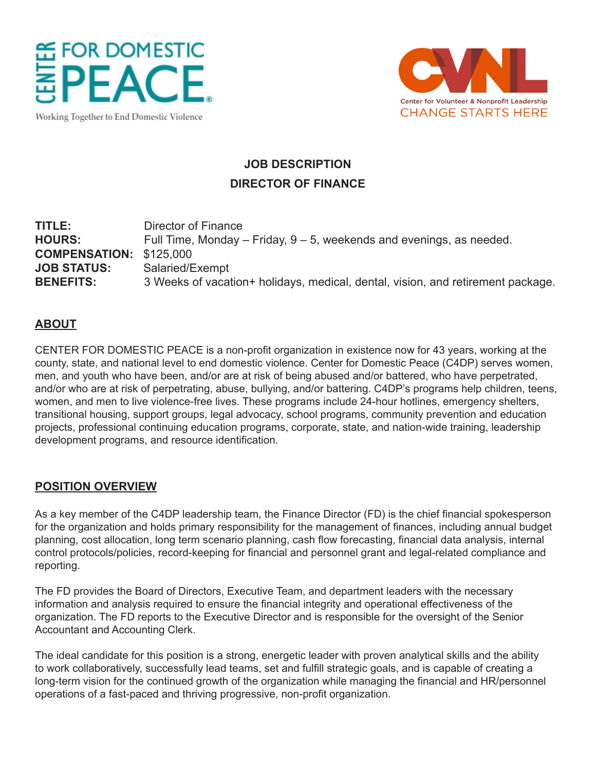CENTER FOR DOMESTIC PEACE

Working Together to End Domestic Violence

CVNL

Center for Volunteer & Nonprofit Leadership

CHANGE STARTS HERE

# JOB DESCRIPTION

## DIRECTOR OF FINANCE

**TITLE:** Director of Finance
**HOURS:** Full Time, Monday – Friday, 9 – 5, weekends and evenings, as needed.
**COMPENSATION:** $125,000
**JOB STATUS:** Salaried/Exempt
**BENEFITS:** 3 Weeks of vacation+ holidays, medical, dental, vision, and retirement package.

## ABOUT

CENTER FOR DOMESTIC PEACE is a non-profit organization in existence now for 43 years, working at the county, state, and national level to end domestic violence. Center for Domestic Peace (C4DP) serves women, men, and youth who have been, and/or are at risk of being abused and/or battered, who have perpetrated, and/or who are at risk of perpetrating, abuse, bullying, and/or battering. C4DP's programs help children, teens, women, and men to live violence-free lives. These programs include 24-hour hotlines, emergency shelters, transitional housing, support groups, legal advocacy, school programs, community prevention and education projects, professional continuing education programs, corporate, state, and nation-wide training, leadership development programs, and resource identification.

## POSITION OVERVIEW

As a key member of the C4DP leadership team, the Finance Director (FD) is the chief financial spokesperson for the organization and holds primary responsibility for the management of finances, including annual budget planning, cost allocation, long term scenario planning, cash flow forecasting, financial data analysis, internal control protocols/policies, record-keeping for financial and personnel grant and legal-related compliance and reporting.

The FD provides the Board of Directors, Executive Team, and department leaders with the necessary information and analysis required to ensure the financial integrity and operational effectiveness of the organization. The FD reports to the Executive Director and is responsible for the oversight of the Senior Accountant and Accounting Clerk.

The ideal candidate for this position is a strong, energetic leader with proven analytical skills and the ability to work collaboratively, successfully lead teams, set and fulfill strategic goals, and is capable of creating a long-term vision for the continued growth of the organization while managing the financial and HR/personnel operations of a fast-paced and thriving progressive, non-profit organization.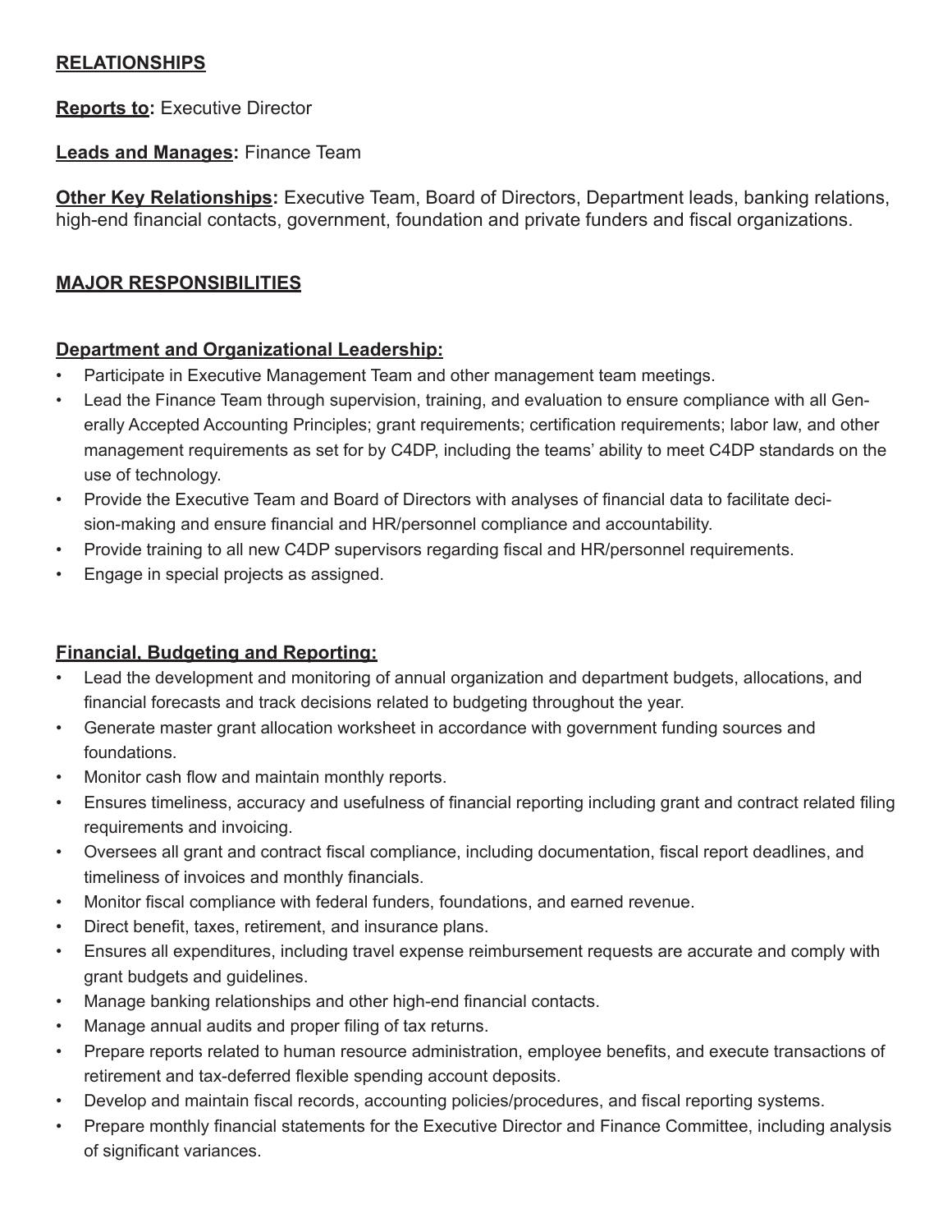## RELATIONSHIPS

**Reports to:** Executive Director

**Leads and Manages:** Finance Team

**Other Key Relationships:** Executive Team, Board of Directors, Department leads, banking relations, high-end financial contacts, government, foundation and private funders and fiscal organizations.

## MAJOR RESPONSIBILITIES

### Department and Organizational Leadership:

- Participate in Executive Management Team and other management team meetings.
- Lead the Finance Team through supervision, training, and evaluation to ensure compliance with all Generally Accepted Accounting Principles; grant requirements; certification requirements; labor law, and other management requirements as set for by C4DP, including the teams' ability to meet C4DP standards on the use of technology.
- Provide the Executive Team and Board of Directors with analyses of financial data to facilitate decision-making and ensure financial and HR/personnel compliance and accountability.
- Provide training to all new C4DP supervisors regarding fiscal and HR/personnel requirements.
- Engage in special projects as assigned.

### Financial, Budgeting and Reporting:

- Lead the development and monitoring of annual organization and department budgets, allocations, and financial forecasts and track decisions related to budgeting throughout the year.
- Generate master grant allocation worksheet in accordance with government funding sources and foundations.
- Monitor cash flow and maintain monthly reports.
- Ensures timeliness, accuracy and usefulness of financial reporting including grant and contract related filing requirements and invoicing.
- Oversees all grant and contract fiscal compliance, including documentation, fiscal report deadlines, and timeliness of invoices and monthly financials.
- Monitor fiscal compliance with federal funders, foundations, and earned revenue.
- Direct benefit, taxes, retirement, and insurance plans.
- Ensures all expenditures, including travel expense reimbursement requests are accurate and comply with grant budgets and guidelines.
- Manage banking relationships and other high-end financial contacts.
- Manage annual audits and proper filing of tax returns.
- Prepare reports related to human resource administration, employee benefits, and execute transactions of retirement and tax-deferred flexible spending account deposits.
- Develop and maintain fiscal records, accounting policies/procedures, and fiscal reporting systems.
- Prepare monthly financial statements for the Executive Director and Finance Committee, including analysis of significant variances.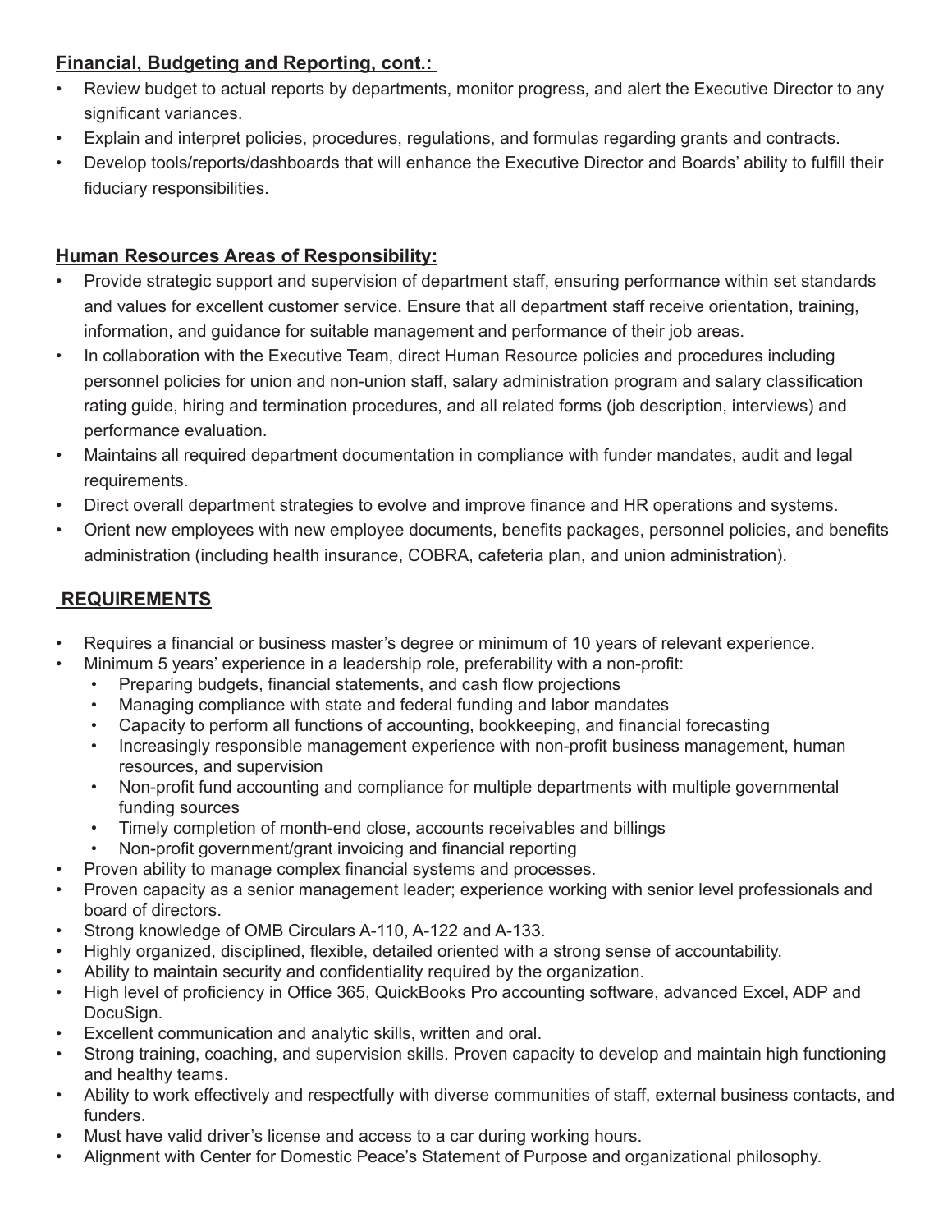**Financial, Budgeting and Reporting, cont.:**

- Review budget to actual reports by departments, monitor progress, and alert the Executive Director to any significant variances.
- Explain and interpret policies, procedures, regulations, and formulas regarding grants and contracts.
- Develop tools/reports/dashboards that will enhance the Executive Director and Boards' ability to fulfill their fiduciary responsibilities.

**Human Resources Areas of Responsibility:**

- Provide strategic support and supervision of department staff, ensuring performance within set standards and values for excellent customer service. Ensure that all department staff receive orientation, training, information, and guidance for suitable management and performance of their job areas.
- In collaboration with the Executive Team, direct Human Resource policies and procedures including personnel policies for union and non-union staff, salary administration program and salary classification rating guide, hiring and termination procedures, and all related forms (job description, interviews) and performance evaluation.
- Maintains all required department documentation in compliance with funder mandates, audit and legal requirements.
- Direct overall department strategies to evolve and improve finance and HR operations and systems.
- Orient new employees with new employee documents, benefits packages, personnel policies, and benefits administration (including health insurance, COBRA, cafeteria plan, and union administration).

## REQUIREMENTS

- Requires a financial or business master's degree or minimum of 10 years of relevant experience.
- Minimum 5 years' experience in a leadership role, preferability with a non-profit:
  - Preparing budgets, financial statements, and cash flow projections
  - Managing compliance with state and federal funding and labor mandates
  - Capacity to perform all functions of accounting, bookkeeping, and financial forecasting
  - Increasingly responsible management experience with non-profit business management, human resources, and supervision
  - Non-profit fund accounting and compliance for multiple departments with multiple governmental funding sources
  - Timely completion of month-end close, accounts receivables and billings
  - Non-profit government/grant invoicing and financial reporting
- Proven ability to manage complex financial systems and processes.
- Proven capacity as a senior management leader; experience working with senior level professionals and board of directors.
- Strong knowledge of OMB Circulars A-110, A-122 and A-133.
- Highly organized, disciplined, flexible, detailed oriented with a strong sense of accountability.
- Ability to maintain security and confidentiality required by the organization.
- High level of proficiency in Office 365, QuickBooks Pro accounting software, advanced Excel, ADP and DocuSign.
- Excellent communication and analytic skills, written and oral.
- Strong training, coaching, and supervision skills. Proven capacity to develop and maintain high functioning and healthy teams.
- Ability to work effectively and respectfully with diverse communities of staff, external business contacts, and funders.
- Must have valid driver's license and access to a car during working hours.
- Alignment with Center for Domestic Peace's Statement of Purpose and organizational philosophy.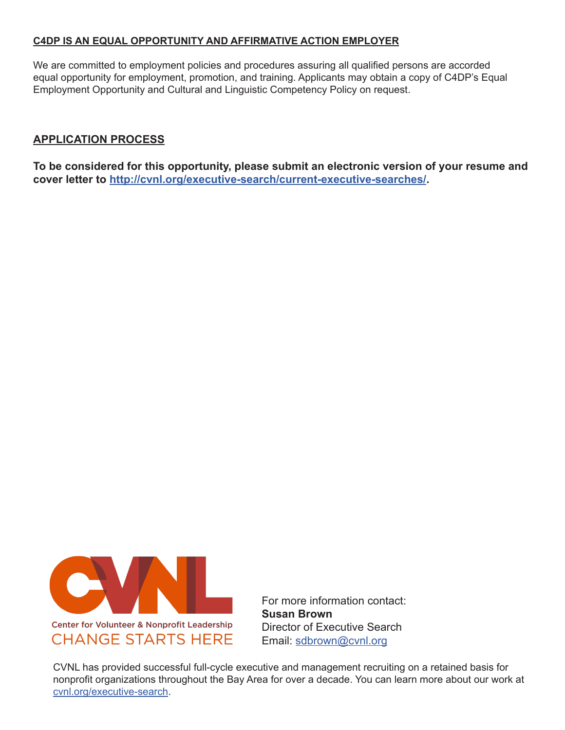## C4DP IS AN EQUAL OPPORTUNITY AND AFFIRMATIVE ACTION EMPLOYER

We are committed to employment policies and procedures assuring all qualified persons are accorded equal opportunity for employment, promotion, and training. Applicants may obtain a copy of C4DP's Equal Employment Opportunity and Cultural and Linguistic Competency Policy on request.

## APPLICATION PROCESS

**To be considered for this opportunity, please submit an electronic version of your resume and cover letter to [http://cvnl.org/executive-search/current-executive-searches/](http://cvnl.org/executive-search/current-executive-searches/).**

CVNL

Center for Volunteer & Nonprofit Leadership

CHANGE STARTS HERE

For more information contact:
**Susan Brown**
Director of Executive Search
Email: [sdbrown@cvnl.org](mailto:sdbrown@cvnl.org)

CVNL has provided successful full-cycle executive and management recruiting on a retained basis for nonprofit organizations throughout the Bay Area for over a decade. You can learn more about our work at [cvnl.org/executive-search](http://cvnl.org/executive-search).